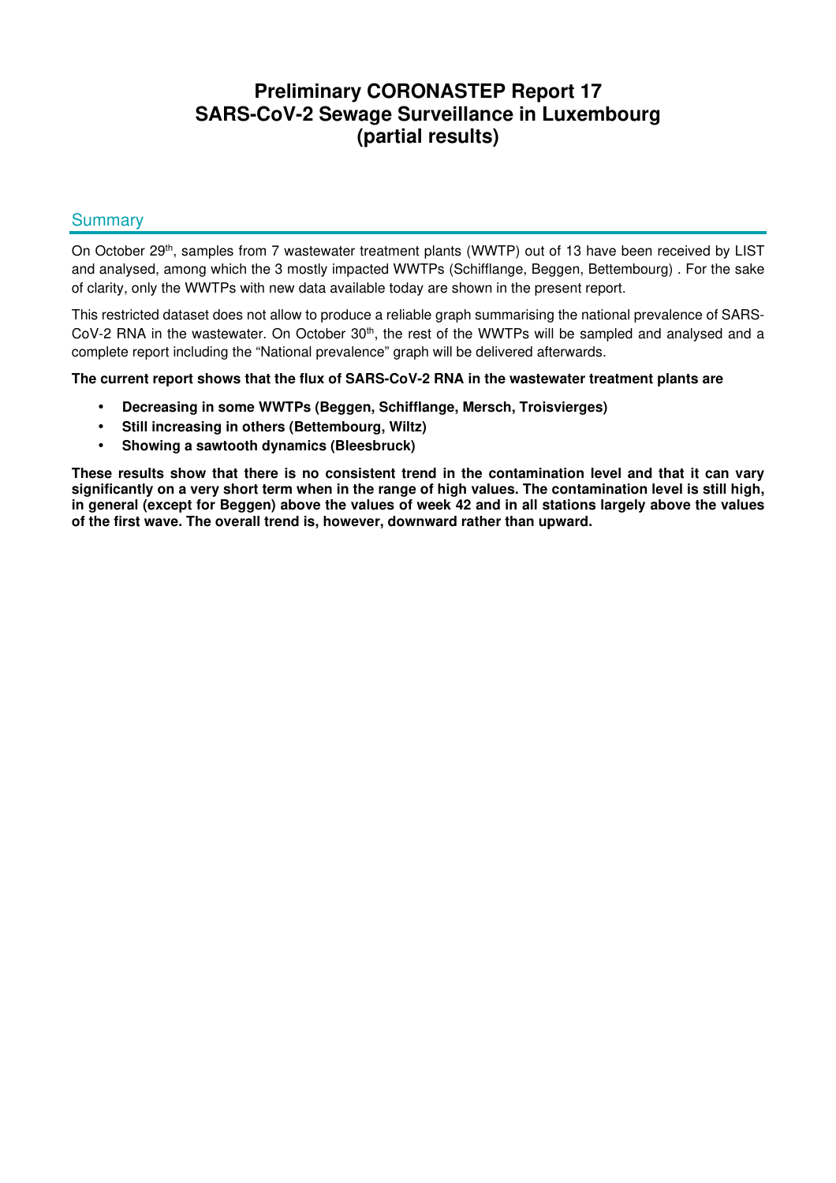# Preliminary CORONASTEP Report 17
# SARS-CoV-2 Sewage Surveillance in Luxembourg
# (partial results)

## Summary

On October 29th, samples from 7 wastewater treatment plants (WWTP) out of 13 have been received by LIST and analysed, among which the 3 mostly impacted WWTPs (Schifflange, Beggen, Bettembourg) . For the sake of clarity, only the WWTPs with new data available today are shown in the present report.

This restricted dataset does not allow to produce a reliable graph summarising the national prevalence of SARS-CoV-2 RNA in the wastewater. On October 30th, the rest of the WWTPs will be sampled and analysed and a complete report including the "National prevalence" graph will be delivered afterwards.

**The current report shows that the flux of SARS-CoV-2 RNA in the wastewater treatment plants are**

- **Decreasing in some WWTPs (Beggen, Schifflange, Mersch, Troisvierges)**
- **Still increasing in others (Bettembourg, Wiltz)**
- **Showing a sawtooth dynamics (Bleesbruck)**

**These results show that there is no consistent trend in the contamination level and that it can vary significantly on a very short term when in the range of high values. The contamination level is still high, in general (except for Beggen) above the values of week 42 and in all stations largely above the values of the first wave. The overall trend is, however, downward rather than upward.**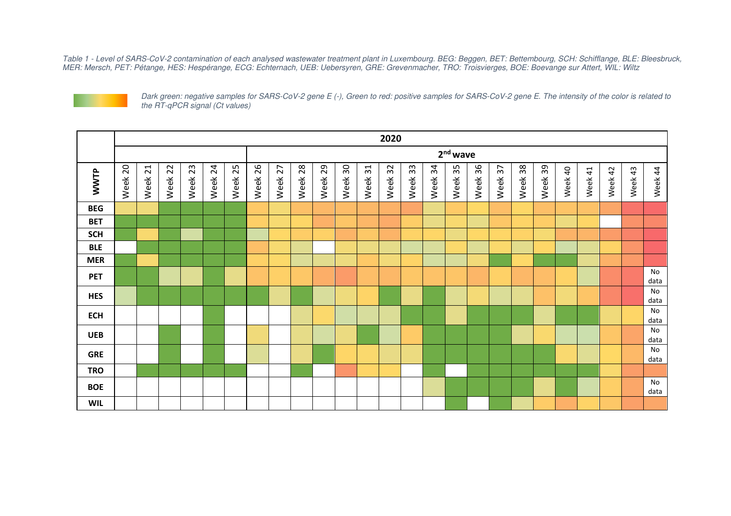*Table 1 - Level of SARS-CoV-2 contamination of each analysed wastewater treatment plant in Luxembourg. BEG: Beggen, BET: Bettembourg, SCH: Schifflange, BLE: Bleesbruck, MER: Mersch, PET: Pétange, HES: Hespérange, ECG: Echternach, UEB: Uebersyren, GRE: Grevenmacher, TRO: Troisvierges, BOE: Boevange sur Attert, WIL: Wiltz*

*Dark green: negative samples for SARS-CoV-2 gene E (-), Green to red: positive samples for SARS-CoV-2 gene E. The intensity of the color is related to the RT-qPCR signal (Ct values)*

| | 2020 | | | | | | | | | | | | | | | | | | | | | | | | |
|---|---|---|---|---|---|---|---|---|---|---|---|---|---|---|---|---|---|---|---|---|---|---|---|---|---|
| | | | | | | | 2[nd] wave | | | | | | | | | | | | | | | | | | |
| **WWTP** | Week 20 | Week 21 | Week 22 | Week 23 | Week 24 | Week 25 | Week 26 | Week 27 | Week 28 | Week 29 | Week 30 | Week 31 | Week 32 | Week 33 | Week 34 | Week 35 | Week 36 | Week 37 | Week 38 | Week 39 | Week 40 | Week 41 | Week 42 | Week 43 | Week 44 |
| **BEG** | | | | | | | | | | | | | | | | | | | | | | | | | |
| **BET** | | | | | | | | | | | | | | | | | | | | | | | | | |
| **SCH** | | | | | | | | | | | | | | | | | | | | | | | | | |
| **BLE** | | | | | | | | | | | | | | | | | | | | | | | | | |
| **MER** | | | | | | | | | | | | | | | | | | | | | | | | | |
| **PET** | | | | | | | | | | | | | | | | | | | | | | | | | No data |
| **HES** | | | | | | | | | | | | | | | | | | | | | | | | | No data |
| **ECH** | | | | | | | | | | | | | | | | | | | | | | | | | No data |
| **UEB** | | | | | | | | | | | | | | | | | | | | | | | | | No data |
| **GRE** | | | | | | | | | | | | | | | | | | | | | | | | | No data |
| **TRO** | | | | | | | | | | | | | | | | | | | | | | | | | |
| **BOE** | | | | | | | | | | | | | | | | | | | | | | | | | No data |
| **WIL** | | | | | | | | | | | | | | | | | | | | | | | | | |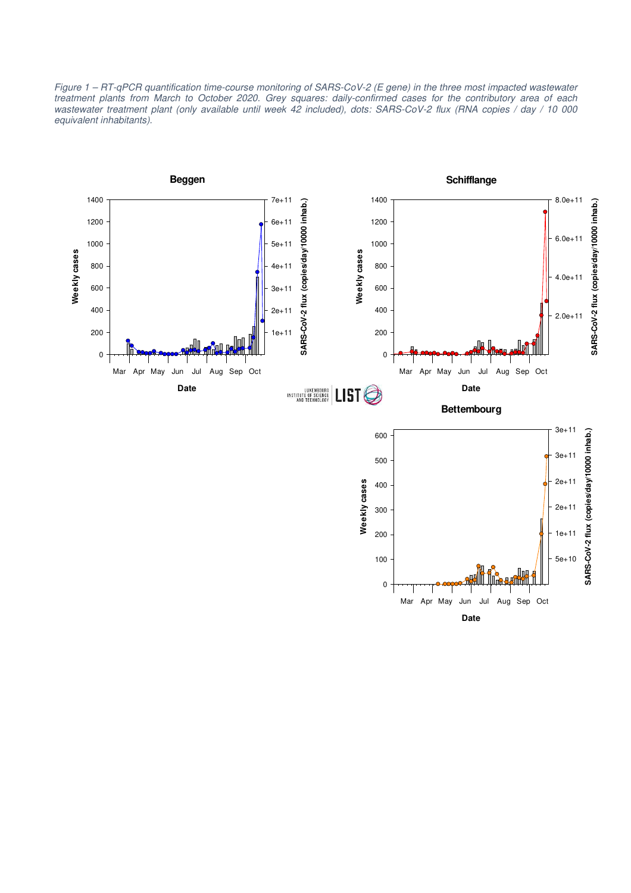*Figure 1 – RT-qPCR quantification time-course monitoring of SARS-CoV-2 (E gene) in the three most impacted wastewater treatment plants from March to October 2020. Grey squares: daily-confirmed cases for the contributory area of each wastewater treatment plant (only available until week 42 included), dots: SARS-CoV-2 flux (RNA copies / day / 10 000 equivalent inhabitants).*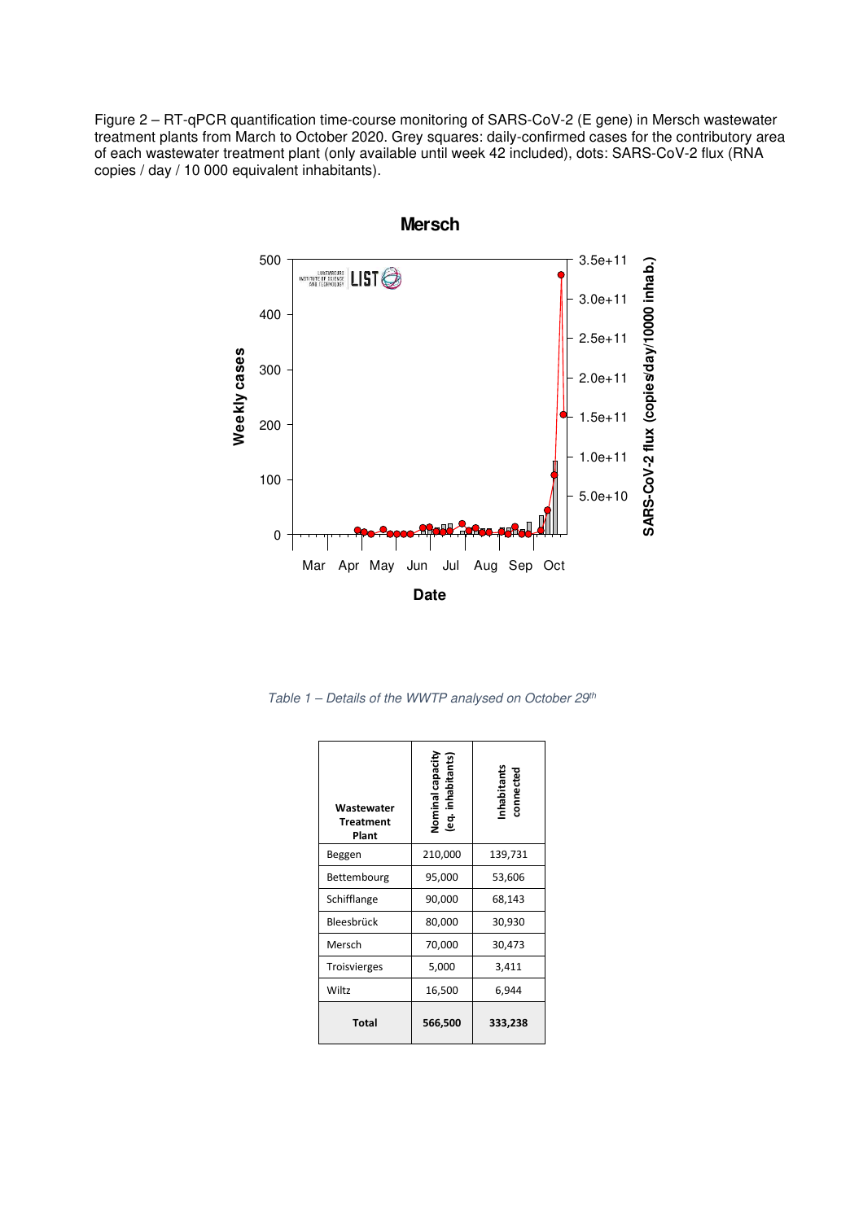Figure 2 – RT-qPCR quantification time-course monitoring of SARS-CoV-2 (E gene) in Mersch wastewater treatment plants from March to October 2020. Grey squares: daily-confirmed cases for the contributory area of each wastewater treatment plant (only available until week 42 included), dots: SARS-CoV-2 flux (RNA copies / day / 10 000 equivalent inhabitants).

*Table 1 – Details of the WWTP analysed on October 29th*

| Wastewater Treatment Plant | Nominal capacity (eq. inhabitants) | Inhabitants connected |
|---|---|---|
| Beggen | 210,000 | 139,731 |
| Bettembourg | 95,000 | 53,606 |
| Schifflange | 90,000 | 68,143 |
| Bleesbrück | 80,000 | 30,930 |
| Mersch | 70,000 | 30,473 |
| Troisvierges | 5,000 | 3,411 |
| Wiltz | 16,500 | 6,944 |
| **Total** | **566,500** | **333,238** |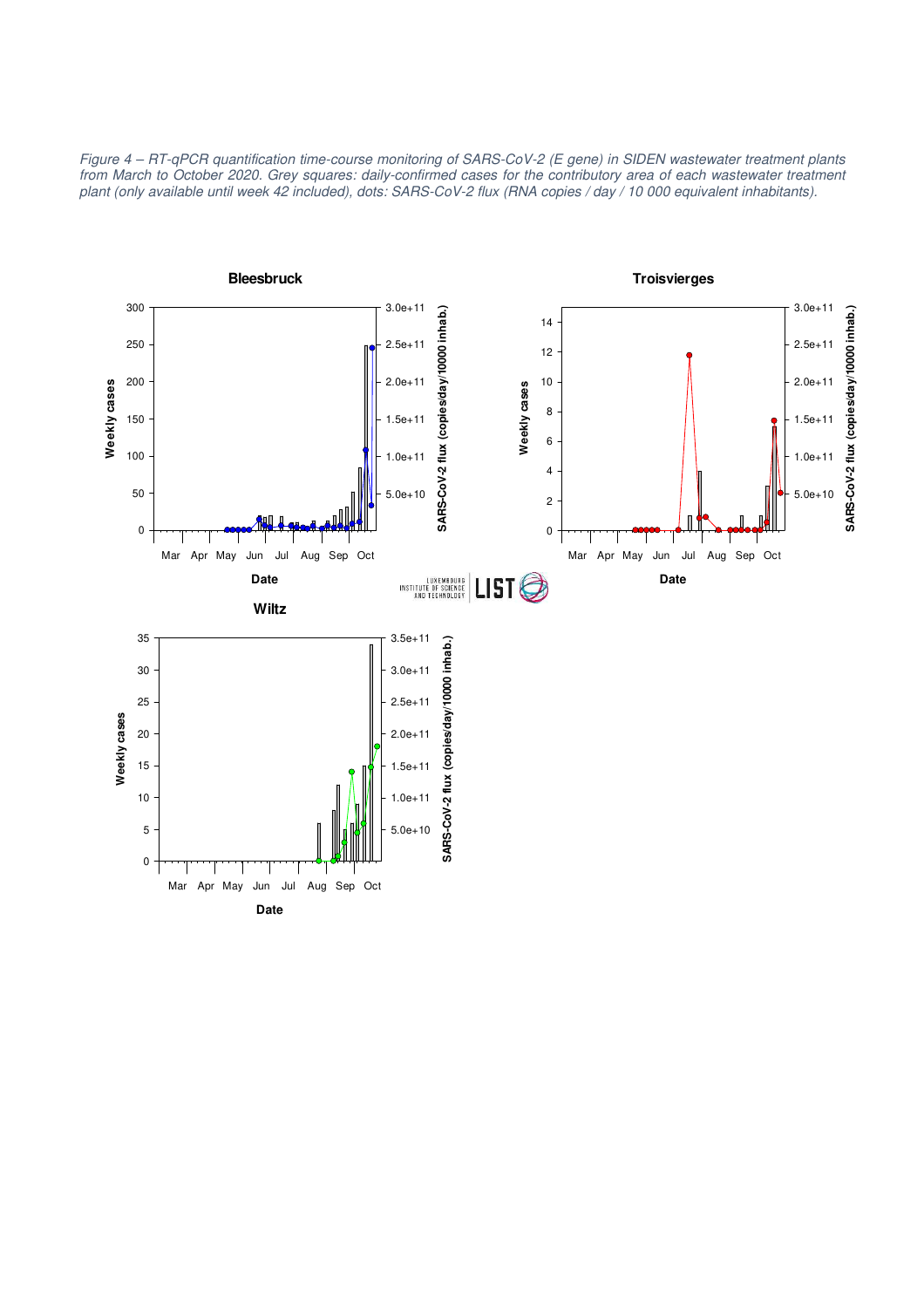*Figure 4 – RT-qPCR quantification time-course monitoring of SARS-CoV-2 (E gene) in SIDEN wastewater treatment plants from March to October 2020. Grey squares: daily-confirmed cases for the contributory area of each wastewater treatment plant (only available until week 42 included), dots: SARS-CoV-2 flux (RNA copies / day / 10 000 equivalent inhabitants).*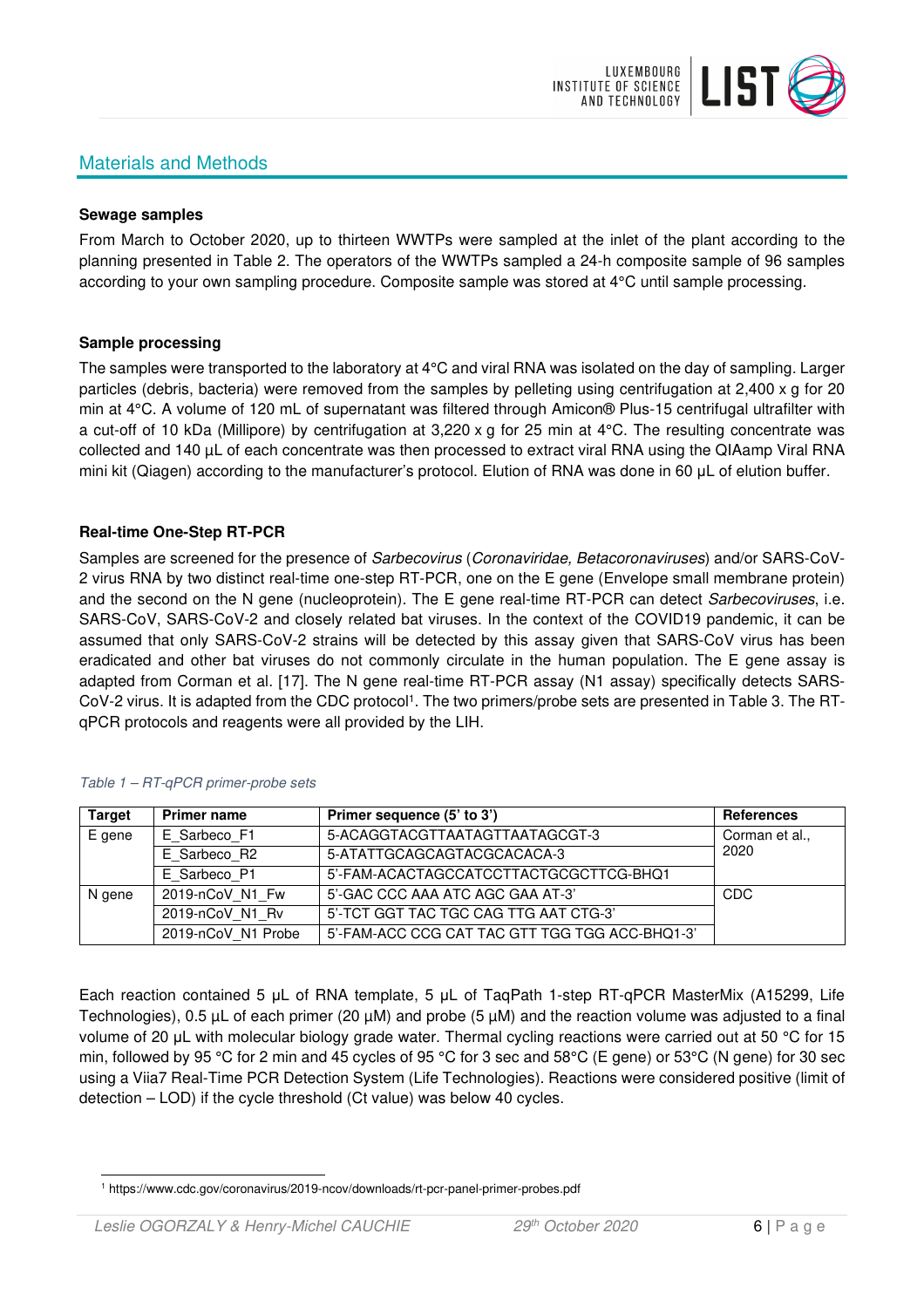## Materials and Methods

### Sewage samples

From March to October 2020, up to thirteen WWTPs were sampled at the inlet of the plant according to the planning presented in Table 2. The operators of the WWTPs sampled a 24-h composite sample of 96 samples according to your own sampling procedure. Composite sample was stored at 4°C until sample processing.

### Sample processing

The samples were transported to the laboratory at 4°C and viral RNA was isolated on the day of sampling. Larger particles (debris, bacteria) were removed from the samples by pelleting using centrifugation at 2,400 x g for 20 min at 4°C. A volume of 120 mL of supernatant was filtered through Amicon® Plus-15 centrifugal ultrafilter with a cut-off of 10 kDa (Millipore) by centrifugation at 3,220 x g for 25 min at 4°C. The resulting concentrate was collected and 140 µL of each concentrate was then processed to extract viral RNA using the QIAamp Viral RNA mini kit (Qiagen) according to the manufacturer's protocol. Elution of RNA was done in 60 µL of elution buffer.

### Real-time One-Step RT-PCR

Samples are screened for the presence of *Sarbecovirus* (*Coronaviridae, Betacoronaviruses*) and/or SARS-CoV-2 virus RNA by two distinct real-time one-step RT-PCR, one on the E gene (Envelope small membrane protein) and the second on the N gene (nucleoprotein). The E gene real-time RT-PCR can detect *Sarbecoviruses*, i.e. SARS-CoV, SARS-CoV-2 and closely related bat viruses. In the context of the COVID19 pandemic, it can be assumed that only SARS-CoV-2 strains will be detected by this assay given that SARS-CoV virus has been eradicated and other bat viruses do not commonly circulate in the human population. The E gene assay is adapted from Corman et al. [17]. The N gene real-time RT-PCR assay (N1 assay) specifically detects SARS-CoV-2 virus. It is adapted from the CDC protocol[1]. The two primers/probe sets are presented in Table 3. The RT-qPCR protocols and reagents were all provided by the LIH.

*Table 1 – RT-qPCR primer-probe sets*

| Target | Primer name | Primer sequence (5' to 3') | References |
|---|---|---|---|
| E gene | E_Sarbeco_F1 | 5-ACAGGTACGTTAATAGTTAATAGCGT-3 | Corman et al., 2020 |
| | E_Sarbeco_R2 | 5-ATATTGCAGCAGTACGCACACA-3 | |
| | E_Sarbeco_P1 | 5'-FAM-ACACTAGCCATCCTTACTGCGCTTCG-BHQ1 | |
| N gene | 2019-nCoV_N1_Fw | 5'-GAC CCC AAA ATC AGC GAA AT-3' | CDC |
| | 2019-nCoV_N1_Rv | 5'-TCT GGT TAC TGC CAG TTG AAT CTG-3' | |
| | 2019-nCoV_N1 Probe | 5'-FAM-ACC CCG CAT TAC GTT TGG TGG ACC-BHQ1-3' | |

Each reaction contained 5 µL of RNA template, 5 µL of TaqPath 1-step RT-qPCR MasterMix (A15299, Life Technologies), 0.5 µL of each primer (20 µM) and probe (5 µM) and the reaction volume was adjusted to a final volume of 20 µL with molecular biology grade water. Thermal cycling reactions were carried out at 50 °C for 15 min, followed by 95 °C for 2 min and 45 cycles of 95 °C for 3 sec and 58°C (E gene) or 53°C (N gene) for 30 sec using a Viia7 Real-Time PCR Detection System (Life Technologies). Reactions were considered positive (limit of detection – LOD) if the cycle threshold (Ct value) was below 40 cycles.

[1] https://www.cdc.gov/coronavirus/2019-ncov/downloads/rt-pcr-panel-primer-probes.pdf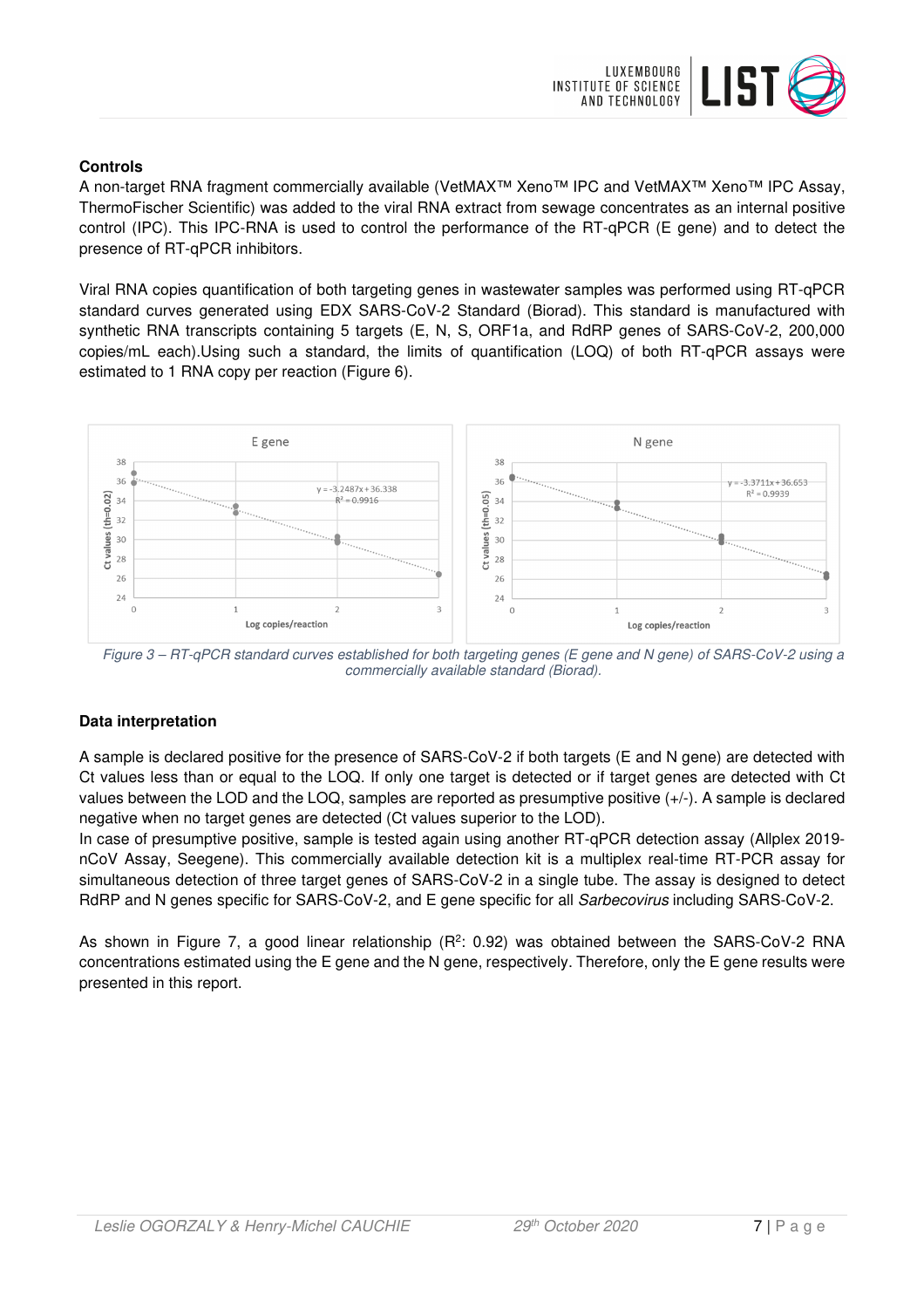**Controls**

A non-target RNA fragment commercially available (VetMAX™ Xeno™ IPC and VetMAX™ Xeno™ IPC Assay, ThermoFischer Scientific) was added to the viral RNA extract from sewage concentrates as an internal positive control (IPC). This IPC-RNA is used to control the performance of the RT-qPCR (E gene) and to detect the presence of RT-qPCR inhibitors.

Viral RNA copies quantification of both targeting genes in wastewater samples was performed using RT-qPCR standard curves generated using EDX SARS-CoV-2 Standard (Biorad). This standard is manufactured with synthetic RNA transcripts containing 5 targets (E, N, S, ORF1a, and RdRP genes of SARS-CoV-2, 200,000 copies/mL each).Using such a standard, the limits of quantification (LOQ) of both RT-qPCR assays were estimated to 1 RNA copy per reaction (Figure 6).

*Figure 3 – RT-qPCR standard curves established for both targeting genes (E gene and N gene) of SARS-CoV-2 using a commercially available standard (Biorad).*

**Data interpretation**

A sample is declared positive for the presence of SARS-CoV-2 if both targets (E and N gene) are detected with Ct values less than or equal to the LOQ. If only one target is detected or if target genes are detected with Ct values between the LOD and the LOQ, samples are reported as presumptive positive (+/-). A sample is declared negative when no target genes are detected (Ct values superior to the LOD).

In case of presumptive positive, sample is tested again using another RT-qPCR detection assay (Allplex 2019-nCoV Assay, Seegene). This commercially available detection kit is a multiplex real-time RT-PCR assay for simultaneous detection of three target genes of SARS-CoV-2 in a single tube. The assay is designed to detect RdRP and N genes specific for SARS-CoV-2, and E gene specific for all *Sarbecovirus* including SARS-CoV-2.

As shown in Figure 7, a good linear relationship ($R^2$: 0.92) was obtained between the SARS-CoV-2 RNA concentrations estimated using the E gene and the N gene, respectively. Therefore, only the E gene results were presented in this report.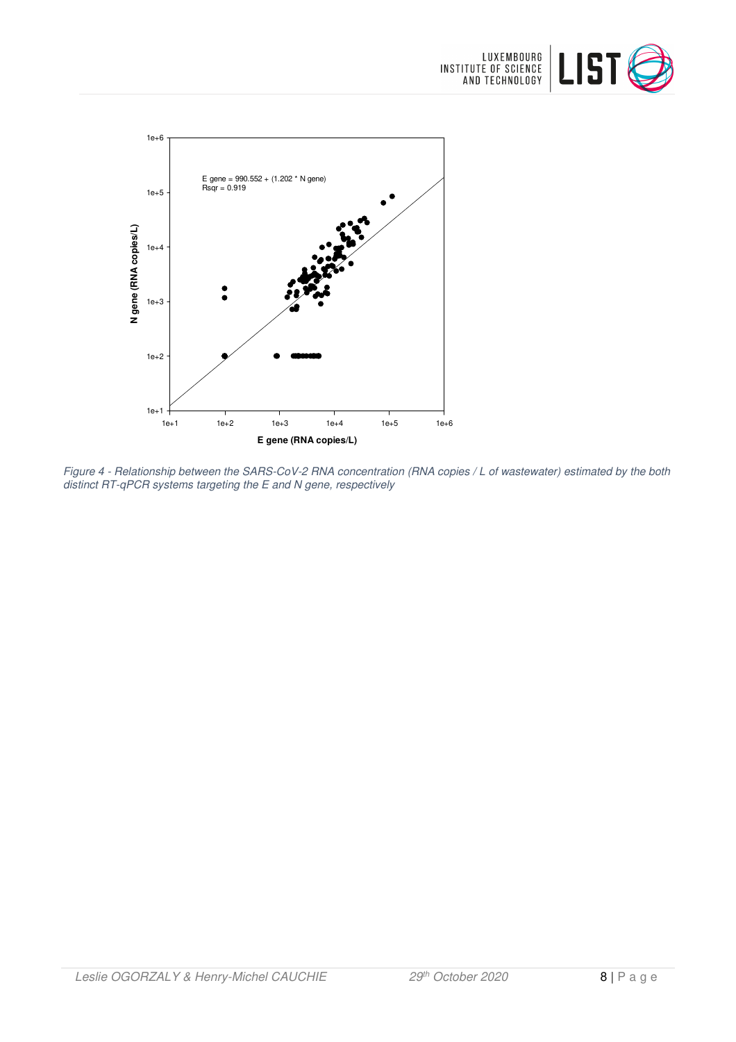E gene = 990.552 + (1.202 * N gene)
Rsqr = 0.919

N gene (RNA copies/L)

1e+1
1e+2
1e+3
1e+4
1e+5
1e+6

E gene (RNA copies/L)

1e+1
1e+2
1e+3
1e+4
1e+5
1e+6

*Figure 4 - Relationship between the SARS-CoV-2 RNA concentration (RNA copies / L of wastewater) estimated by the both distinct RT-qPCR systems targeting the E and N gene, respectively*